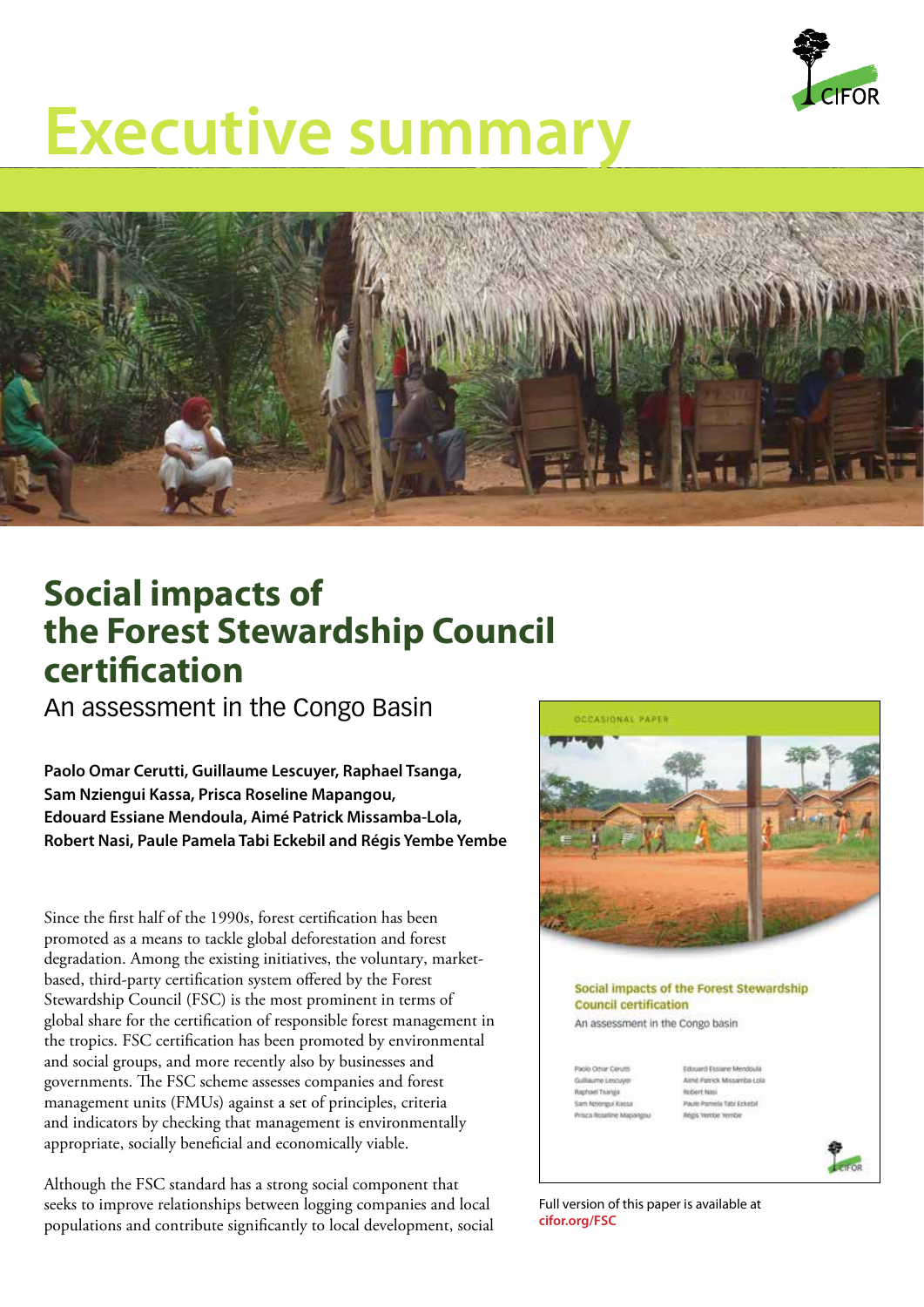# Executive summary

## Social impacts of the Forest Stewardship Council certification

An assessment in the Congo Basin

**Paolo Omar Cerutti, Guillaume Lescuyer, Raphael Tsanga, Sam Nziengui Kassa, Prisca Roseline Mapangou, Edouard Essiane Mendoula, Aimé Patrick Missamba-Lola, Robert Nasi, Paule Pamela Tabi Eckebil and Régis Yembe Yembe**

Since the first half of the 1990s, forest certification has been promoted as a means to tackle global deforestation and forest degradation. Among the existing initiatives, the voluntary, market-based, third-party certification system offered by the Forest Stewardship Council (FSC) is the most prominent in terms of global share for the certification of responsible forest management in the tropics. FSC certification has been promoted by environmental and social groups, and more recently also by businesses and governments. The FSC scheme assesses companies and forest management units (FMUs) against a set of principles, criteria and indicators by checking that management is environmentally appropriate, socially beneficial and economically viable.

Although the FSC standard has a strong social component that seeks to improve relationships between logging companies and local populations and contribute significantly to local development, social

Full version of this paper is available at **cifor.org/FSC**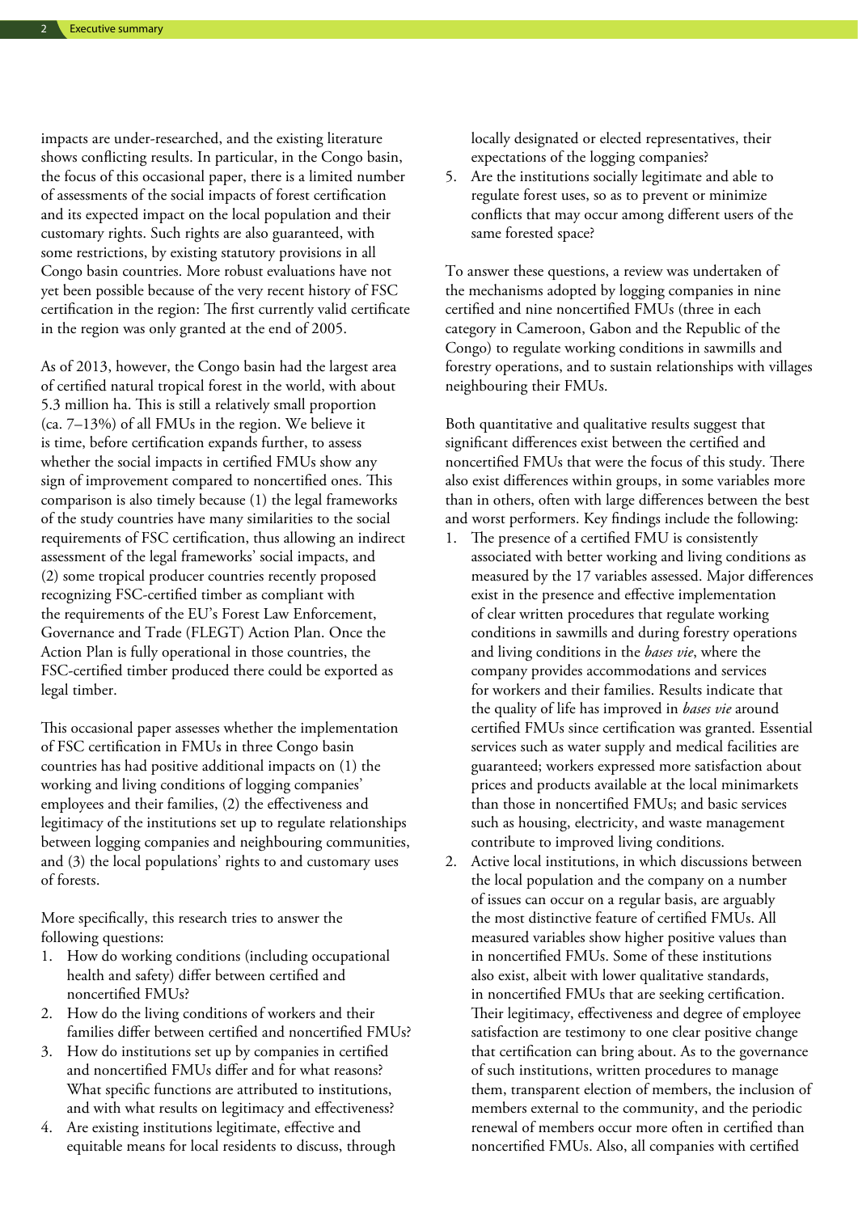impacts are under-researched, and the existing literature shows conflicting results. In particular, in the Congo basin, the focus of this occasional paper, there is a limited number of assessments of the social impacts of forest certification and its expected impact on the local population and their customary rights. Such rights are also guaranteed, with some restrictions, by existing statutory provisions in all Congo basin countries. More robust evaluations have not yet been possible because of the very recent history of FSC certification in the region: The first currently valid certificate in the region was only granted at the end of 2005.

As of 2013, however, the Congo basin had the largest area of certified natural tropical forest in the world, with about 5.3 million ha. This is still a relatively small proportion (ca. 7–13%) of all FMUs in the region. We believe it is time, before certification expands further, to assess whether the social impacts in certified FMUs show any sign of improvement compared to noncertified ones. This comparison is also timely because (1) the legal frameworks of the study countries have many similarities to the social requirements of FSC certification, thus allowing an indirect assessment of the legal frameworks' social impacts, and (2) some tropical producer countries recently proposed recognizing FSC-certified timber as compliant with the requirements of the EU's Forest Law Enforcement, Governance and Trade (FLEGT) Action Plan. Once the Action Plan is fully operational in those countries, the FSC-certified timber produced there could be exported as legal timber.

This occasional paper assesses whether the implementation of FSC certification in FMUs in three Congo basin countries has had positive additional impacts on (1) the working and living conditions of logging companies' employees and their families, (2) the effectiveness and legitimacy of the institutions set up to regulate relationships between logging companies and neighbouring communities, and (3) the local populations' rights to and customary uses of forests.

More specifically, this research tries to answer the following questions:

1. How do working conditions (including occupational health and safety) differ between certified and noncertified FMUs?
2. How do the living conditions of workers and their families differ between certified and noncertified FMUs?
3. How do institutions set up by companies in certified and noncertified FMUs differ and for what reasons? What specific functions are attributed to institutions, and with what results on legitimacy and effectiveness?
4. Are existing institutions legitimate, effective and equitable means for local residents to discuss, through locally designated or elected representatives, their expectations of the logging companies?
5. Are the institutions socially legitimate and able to regulate forest uses, so as to prevent or minimize conflicts that may occur among different users of the same forested space?

To answer these questions, a review was undertaken of the mechanisms adopted by logging companies in nine certified and nine noncertified FMUs (three in each category in Cameroon, Gabon and the Republic of the Congo) to regulate working conditions in sawmills and forestry operations, and to sustain relationships with villages neighbouring their FMUs.

Both quantitative and qualitative results suggest that significant differences exist between the certified and noncertified FMUs that were the focus of this study. There also exist differences within groups, in some variables more than in others, often with large differences between the best and worst performers. Key findings include the following:

1. The presence of a certified FMU is consistently associated with better working and living conditions as measured by the 17 variables assessed. Major differences exist in the presence and effective implementation of clear written procedures that regulate working conditions in sawmills and during forestry operations and living conditions in the *bases vie*, where the company provides accommodations and services for workers and their families. Results indicate that the quality of life has improved in *bases vie* around certified FMUs since certification was granted. Essential services such as water supply and medical facilities are guaranteed; workers expressed more satisfaction about prices and products available at the local minimarkets than those in noncertified FMUs; and basic services such as housing, electricity, and waste management contribute to improved living conditions.
2. Active local institutions, in which discussions between the local population and the company on a number of issues can occur on a regular basis, are arguably the most distinctive feature of certified FMUs. All measured variables show higher positive values than in noncertified FMUs. Some of these institutions also exist, albeit with lower qualitative standards, in noncertified FMUs that are seeking certification. Their legitimacy, effectiveness and degree of employee satisfaction are testimony to one clear positive change that certification can bring about. As to the governance of such institutions, written procedures to manage them, transparent election of members, the inclusion of members external to the community, and the periodic renewal of members occur more often in certified than noncertified FMUs. Also, all companies with certified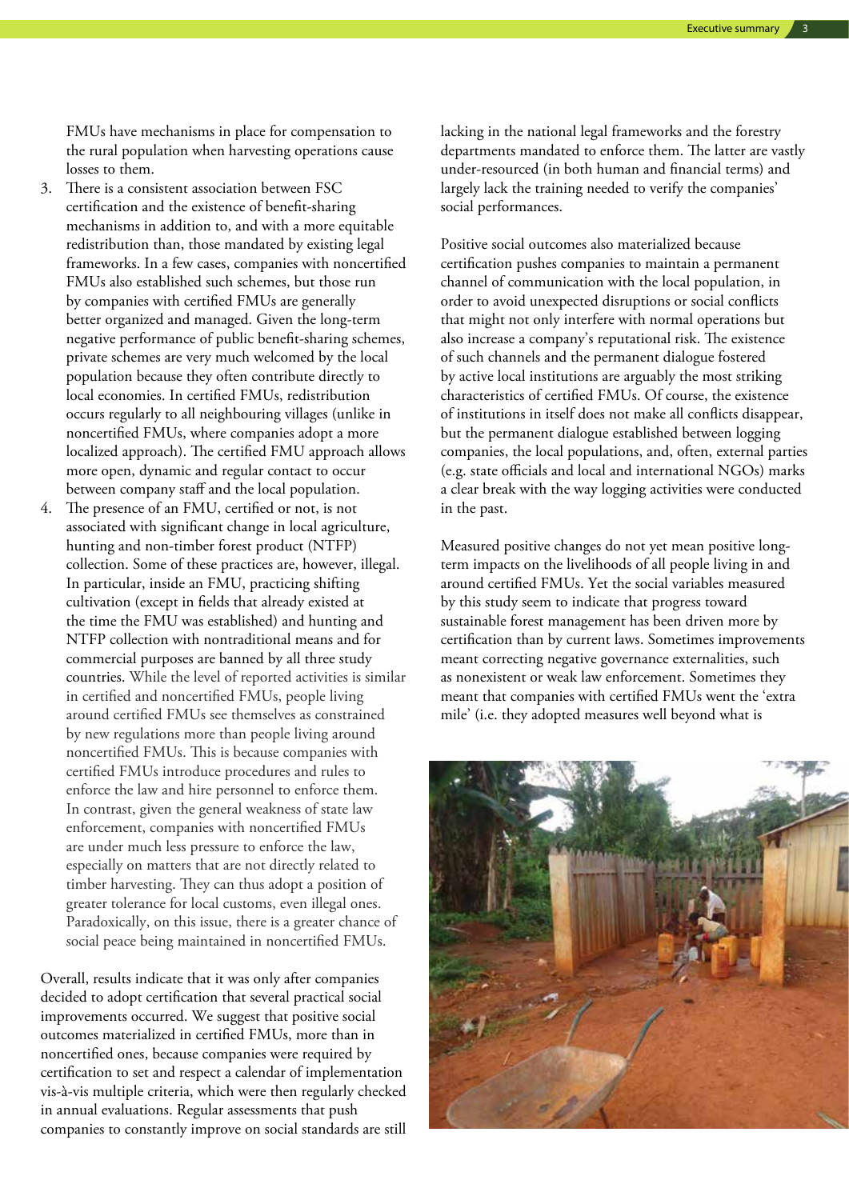FMUs have mechanisms in place for compensation to the rural population when harvesting operations cause losses to them.

3. There is a consistent association between FSC certification and the existence of benefit-sharing mechanisms in addition to, and with a more equitable redistribution than, those mandated by existing legal frameworks. In a few cases, companies with noncertified FMUs also established such schemes, but those run by companies with certified FMUs are generally better organized and managed. Given the long-term negative performance of public benefit-sharing schemes, private schemes are very much welcomed by the local population because they often contribute directly to local economies. In certified FMUs, redistribution occurs regularly to all neighbouring villages (unlike in noncertified FMUs, where companies adopt a more localized approach). The certified FMU approach allows more open, dynamic and regular contact to occur between company staff and the local population.
4. The presence of an FMU, certified or not, is not associated with significant change in local agriculture, hunting and non-timber forest product (NTFP) collection. Some of these practices are, however, illegal. In particular, inside an FMU, practicing shifting cultivation (except in fields that already existed at the time the FMU was established) and hunting and NTFP collection with nontraditional means and for commercial purposes are banned by all three study countries. While the level of reported activities is similar in certified and noncertified FMUs, people living around certified FMUs see themselves as constrained by new regulations more than people living around noncertified FMUs. This is because companies with certified FMUs introduce procedures and rules to enforce the law and hire personnel to enforce them. In contrast, given the general weakness of state law enforcement, companies with noncertified FMUs are under much less pressure to enforce the law, especially on matters that are not directly related to timber harvesting. They can thus adopt a position of greater tolerance for local customs, even illegal ones. Paradoxically, on this issue, there is a greater chance of social peace being maintained in noncertified FMUs.

Overall, results indicate that it was only after companies decided to adopt certification that several practical social improvements occurred. We suggest that positive social outcomes materialized in certified FMUs, more than in noncertified ones, because companies were required by certification to set and respect a calendar of implementation vis-à-vis multiple criteria, which were then regularly checked in annual evaluations. Regular assessments that push companies to constantly improve on social standards are still lacking in the national legal frameworks and the forestry departments mandated to enforce them. The latter are vastly under-resourced (in both human and financial terms) and largely lack the training needed to verify the companies' social performances.

Positive social outcomes also materialized because certification pushes companies to maintain a permanent channel of communication with the local population, in order to avoid unexpected disruptions or social conflicts that might not only interfere with normal operations but also increase a company's reputational risk. The existence of such channels and the permanent dialogue fostered by active local institutions are arguably the most striking characteristics of certified FMUs. Of course, the existence of institutions in itself does not make all conflicts disappear, but the permanent dialogue established between logging companies, the local populations, and, often, external parties (e.g. state officials and local and international NGOs) marks a clear break with the way logging activities were conducted in the past.

Measured positive changes do not yet mean positive long-term impacts on the livelihoods of all people living in and around certified FMUs. Yet the social variables measured by this study seem to indicate that progress toward sustainable forest management has been driven more by certification than by current laws. Sometimes improvements meant correcting negative governance externalities, such as nonexistent or weak law enforcement. Sometimes they meant that companies with certified FMUs went the 'extra mile' (i.e. they adopted measures well beyond what is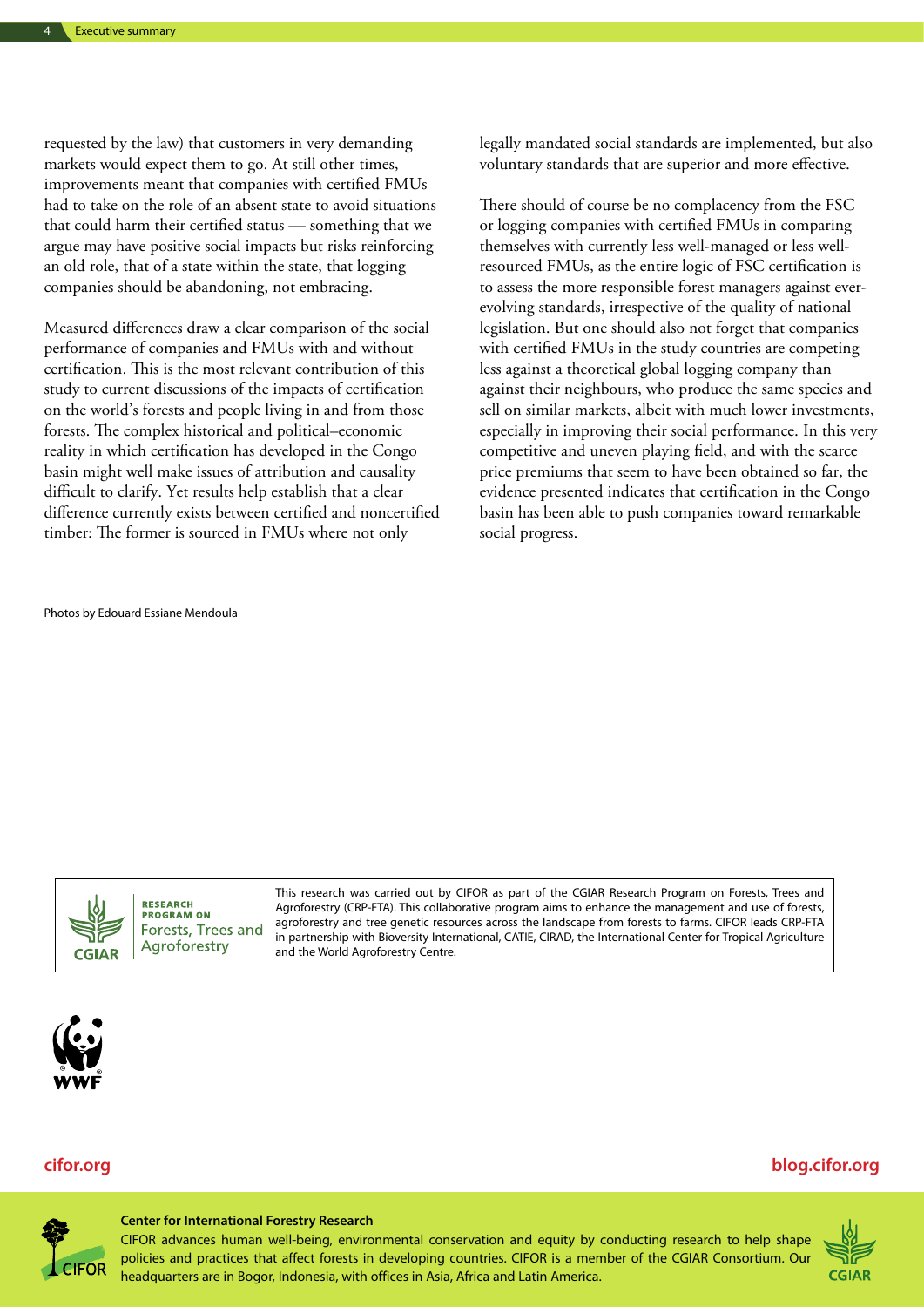requested by the law) that customers in very demanding markets would expect them to go. At still other times, improvements meant that companies with certified FMUs had to take on the role of an absent state to avoid situations that could harm their certified status — something that we argue may have positive social impacts but risks reinforcing an old role, that of a state within the state, that logging companies should be abandoning, not embracing.

Measured differences draw a clear comparison of the social performance of companies and FMUs with and without certification. This is the most relevant contribution of this study to current discussions of the impacts of certification on the world's forests and people living in and from those forests. The complex historical and political–economic reality in which certification has developed in the Congo basin might well make issues of attribution and causality difficult to clarify. Yet results help establish that a clear difference currently exists between certified and noncertified timber: The former is sourced in FMUs where not only legally mandated social standards are implemented, but also voluntary standards that are superior and more effective.

There should of course be no complacency from the FSC or logging companies with certified FMUs in comparing themselves with currently less well-managed or less well-resourced FMUs, as the entire logic of FSC certification is to assess the more responsible forest managers against ever-evolving standards, irrespective of the quality of national legislation. But one should also not forget that companies with certified FMUs in the study countries are competing less against a theoretical global logging company than against their neighbours, who produce the same species and sell on similar markets, albeit with much lower investments, especially in improving their social performance. In this very competitive and uneven playing field, and with the scarce price premiums that seem to have been obtained so far, the evidence presented indicates that certification in the Congo basin has been able to push companies toward remarkable social progress.

Photos by Edouard Essiane Mendoula

RESEARCH PROGRAM ON Forests, Trees and Agroforestry

This research was carried out by CIFOR as part of the CGIAR Research Program on Forests, Trees and Agroforestry (CRP-FTA). This collaborative program aims to enhance the management and use of forests, agroforestry and tree genetic resources across the landscape from forests to farms. CIFOR leads CRP-FTA in partnership with Bioversity International, CATIE, CIRAD, the International Center for Tropical Agriculture and the World Agroforestry Centre.

WWF

cifor.org

blog.cifor.org

**Center for International Forestry Research**

CIFOR advances human well-being, environmental conservation and equity by conducting research to help shape policies and practices that affect forests in developing countries. CIFOR is a member of the CGIAR Consortium. Our headquarters are in Bogor, Indonesia, with offices in Asia, Africa and Latin America.